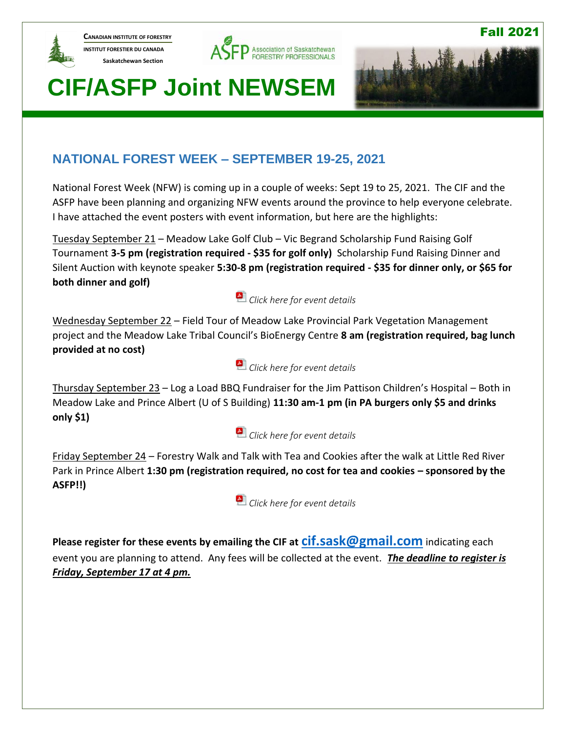CANADIAN INSTITUTE OF FORESTRY
INSTITUT FORESTIER DU CANADA
Saskatchewan Section

ASFP Association of Saskatchewan FORESTRY PROFESSIONALS

Fall 2021

# CIF/ASFP Joint NEWSEM

## NATIONAL FOREST WEEK – SEPTEMBER 19-25, 2021

National Forest Week (NFW) is coming up in a couple of weeks: Sept 19 to 25, 2021. The CIF and the ASFP have been planning and organizing NFW events around the province to help everyone celebrate. I have attached the event posters with event information, but here are the highlights:

Tuesday September 21 – Meadow Lake Golf Club – Vic Begrand Scholarship Fund Raising Golf Tournament **3-5 pm (registration required - $35 for golf only)** Scholarship Fund Raising Dinner and Silent Auction with keynote speaker **5:30-8 pm (registration required - $35 for dinner only, or $65 for both dinner and golf)**

*Click here for event details*

Wednesday September 22 – Field Tour of Meadow Lake Provincial Park Vegetation Management project and the Meadow Lake Tribal Council's BioEnergy Centre **8 am (registration required, bag lunch provided at no cost)**

*Click here for event details*

Thursday September 23 – Log a Load BBQ Fundraiser for the Jim Pattison Children's Hospital – Both in Meadow Lake and Prince Albert (U of S Building) **11:30 am-1 pm (in PA burgers only $5 and drinks only $1)**

*Click here for event details*

Friday September 24 – Forestry Walk and Talk with Tea and Cookies after the walk at Little Red River Park in Prince Albert **1:30 pm (registration required, no cost for tea and cookies – sponsored by the ASFP!!)**

*Click here for event details*

**Please register for these events by emailing the CIF at cif.sask@gmail.com** indicating each event you are planning to attend. Any fees will be collected at the event. ***The deadline to register is Friday, September 17 at 4 pm.***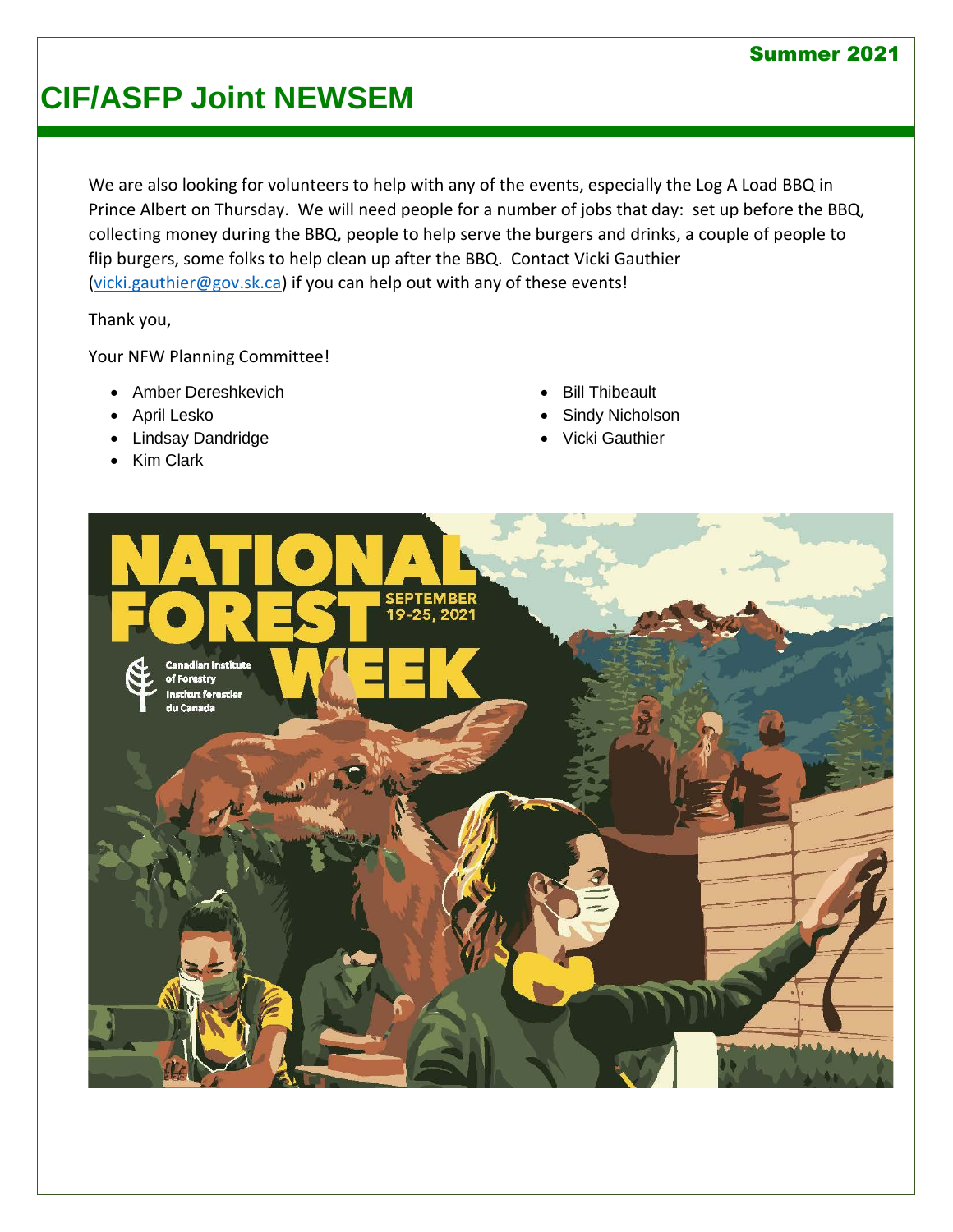We are also looking for volunteers to help with any of the events, especially the Log A Load BBQ in Prince Albert on Thursday. We will need people for a number of jobs that day: set up before the BBQ, collecting money during the BBQ, people to help serve the burgers and drinks, a couple of people to flip burgers, some folks to help clean up after the BBQ. Contact Vicki Gauthier (vicki.gauthier@gov.sk.ca) if you can help out with any of these events!

Thank you,

Your NFW Planning Committee!

- Amber Dereshkevich
- April Lesko
- Lindsay Dandridge
- Kim Clark
- Bill Thibeault
- Sindy Nicholson
- Vicki Gauthier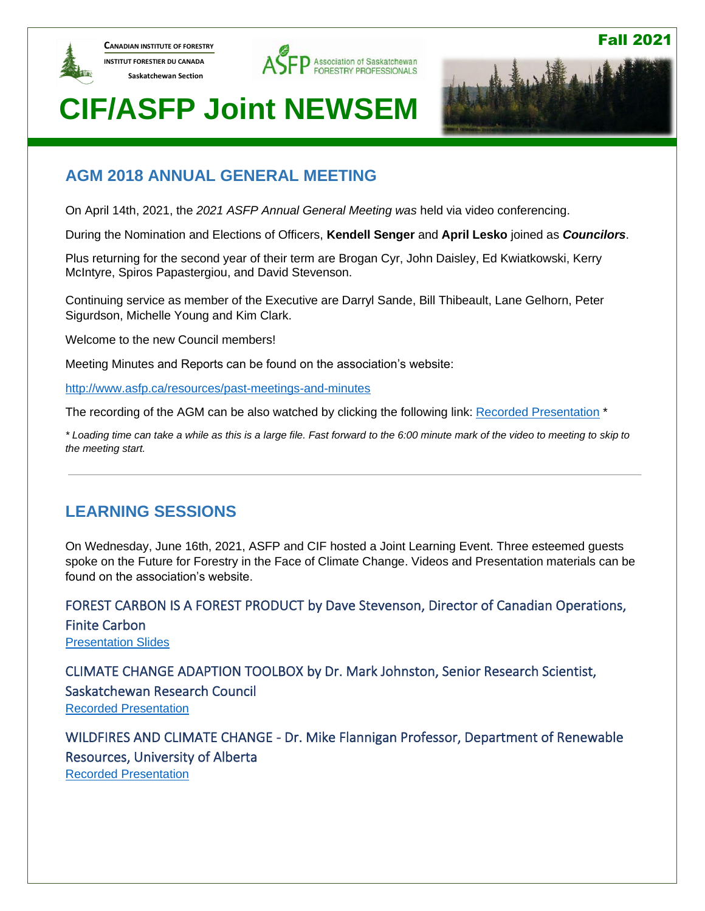CANADIAN INSTITUTE OF FORESTRY
INSTITUT FORESTIER DU CANADA
Saskatchewan Section

Association of Saskatchewan FORESTRY PROFESSIONALS

Fall 2021

# CIF/ASFP Joint NEWSEM

## AGM 2018 ANNUAL GENERAL MEETING

On April 14th, 2021, the *2021 ASFP Annual General Meeting was* held via video conferencing.

During the Nomination and Elections of Officers, **Kendell Senger** and **April Lesko** joined as ***Councilors***.

Plus returning for the second year of their term are Brogan Cyr, John Daisley, Ed Kwiatkowski, Kerry McIntyre, Spiros Papastergiou, and David Stevenson.

Continuing service as member of the Executive are Darryl Sande, Bill Thibeault, Lane Gelhorn, Peter Sigurdson, Michelle Young and Kim Clark.

Welcome to the new Council members!

Meeting Minutes and Reports can be found on the association's website:

http://www.asfp.ca/resources/past-meetings-and-minutes

The recording of the AGM can be also watched by clicking the following link: Recorded Presentation *

*\* Loading time can take a while as this is a large file. Fast forward to the 6:00 minute mark of the video to meeting to skip to the meeting start.*

---

## LEARNING SESSIONS

On Wednesday, June 16th, 2021, ASFP and CIF hosted a Joint Learning Event. Three esteemed guests spoke on the Future for Forestry in the Face of Climate Change. Videos and Presentation materials can be found on the association's website.

### FOREST CARBON IS A FOREST PRODUCT by Dave Stevenson, Director of Canadian Operations, Finite Carbon

Presentation Slides

### CLIMATE CHANGE ADAPTION TOOLBOX by Dr. Mark Johnston, Senior Research Scientist, Saskatchewan Research Council

Recorded Presentation

### WILDFIRES AND CLIMATE CHANGE - Dr. Mike Flannigan Professor, Department of Renewable Resources, University of Alberta

Recorded Presentation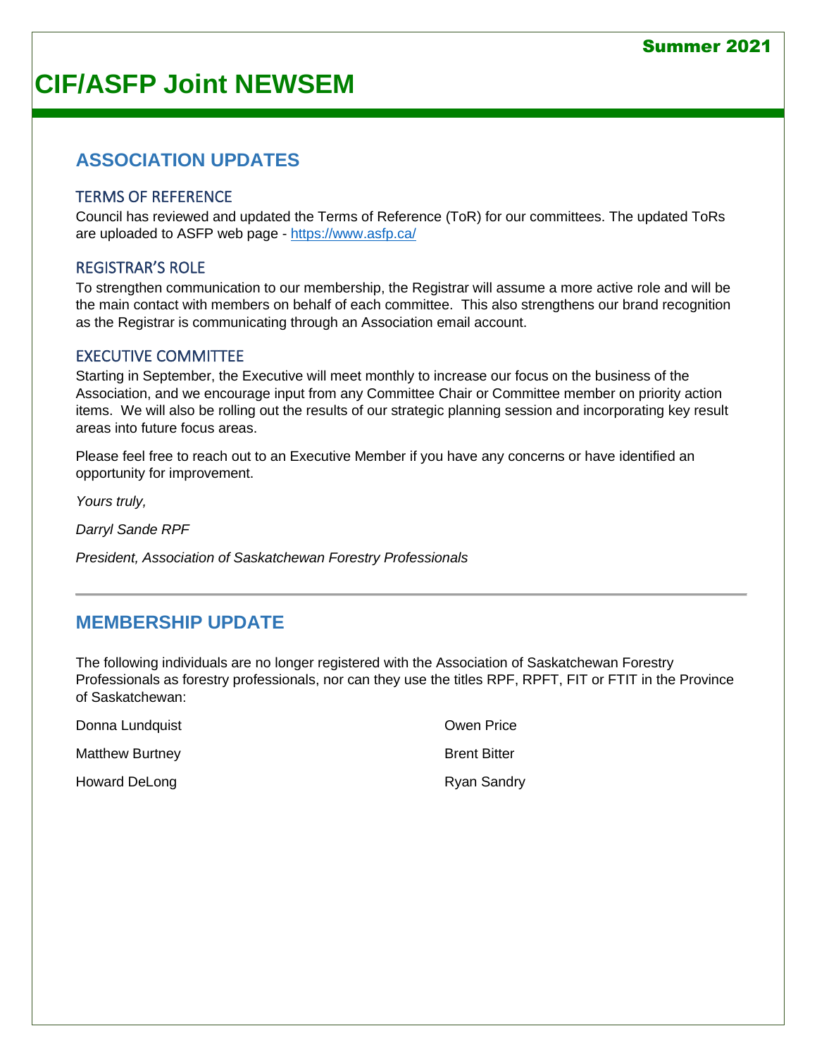Summer 2021

# CIF/ASFP Joint NEWSEM

## ASSOCIATION UPDATES

### TERMS OF REFERENCE

Council has reviewed and updated the Terms of Reference (ToR) for our committees. The updated ToRs are uploaded to ASFP web page - https://www.asfp.ca/

### REGISTRAR'S ROLE

To strengthen communication to our membership, the Registrar will assume a more active role and will be the main contact with members on behalf of each committee. This also strengthens our brand recognition as the Registrar is communicating through an Association email account.

### EXECUTIVE COMMITTEE

Starting in September, the Executive will meet monthly to increase our focus on the business of the Association, and we encourage input from any Committee Chair or Committee member on priority action items. We will also be rolling out the results of our strategic planning session and incorporating key result areas into future focus areas.

Please feel free to reach out to an Executive Member if you have any concerns or have identified an opportunity for improvement.

*Yours truly,*

*Darryl Sande RPF*

*President, Association of Saskatchewan Forestry Professionals*

---

## MEMBERSHIP UPDATE

The following individuals are no longer registered with the Association of Saskatchewan Forestry Professionals as forestry professionals, nor can they use the titles RPF, RPFT, FIT or FTIT in the Province of Saskatchewan:

- Donna Lundquist
- Matthew Burtney
- Howard DeLong
- Owen Price
- Brent Bitter
- Ryan Sandry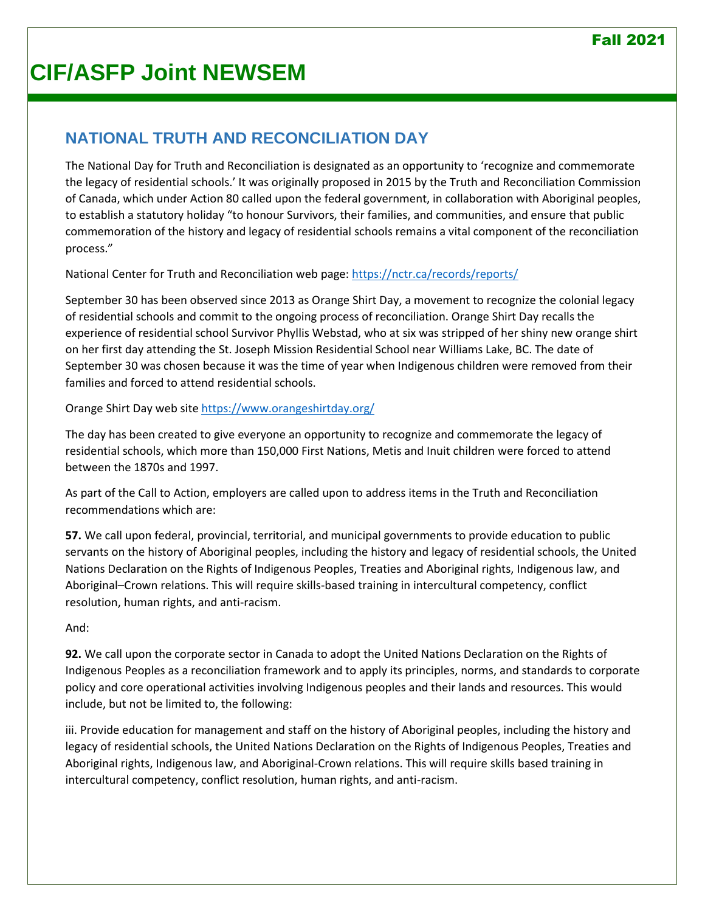## NATIONAL TRUTH AND RECONCILIATION DAY

The National Day for Truth and Reconciliation is designated as an opportunity to 'recognize and commemorate the legacy of residential schools.' It was originally proposed in 2015 by the Truth and Reconciliation Commission of Canada, which under Action 80 called upon the federal government, in collaboration with Aboriginal peoples, to establish a statutory holiday "to honour Survivors, their families, and communities, and ensure that public commemoration of the history and legacy of residential schools remains a vital component of the reconciliation process."

National Center for Truth and Reconciliation web page: https://nctr.ca/records/reports/

September 30 has been observed since 2013 as Orange Shirt Day, a movement to recognize the colonial legacy of residential schools and commit to the ongoing process of reconciliation. Orange Shirt Day recalls the experience of residential school Survivor Phyllis Webstad, who at six was stripped of her shiny new orange shirt on her first day attending the St. Joseph Mission Residential School near Williams Lake, BC. The date of September 30 was chosen because it was the time of year when Indigenous children were removed from their families and forced to attend residential schools.

Orange Shirt Day web site https://www.orangeshirtday.org/

The day has been created to give everyone an opportunity to recognize and commemorate the legacy of residential schools, which more than 150,000 First Nations, Metis and Inuit children were forced to attend between the 1870s and 1997.

As part of the Call to Action, employers are called upon to address items in the Truth and Reconciliation recommendations which are:

**57.** We call upon federal, provincial, territorial, and municipal governments to provide education to public servants on the history of Aboriginal peoples, including the history and legacy of residential schools, the United Nations Declaration on the Rights of Indigenous Peoples, Treaties and Aboriginal rights, Indigenous law, and Aboriginal–Crown relations. This will require skills-based training in intercultural competency, conflict resolution, human rights, and anti-racism.

And:

**92.** We call upon the corporate sector in Canada to adopt the United Nations Declaration on the Rights of Indigenous Peoples as a reconciliation framework and to apply its principles, norms, and standards to corporate policy and core operational activities involving Indigenous peoples and their lands and resources. This would include, but not be limited to, the following:

iii. Provide education for management and staff on the history of Aboriginal peoples, including the history and legacy of residential schools, the United Nations Declaration on the Rights of Indigenous Peoples, Treaties and Aboriginal rights, Indigenous law, and Aboriginal-Crown relations. This will require skills based training in intercultural competency, conflict resolution, human rights, and anti-racism.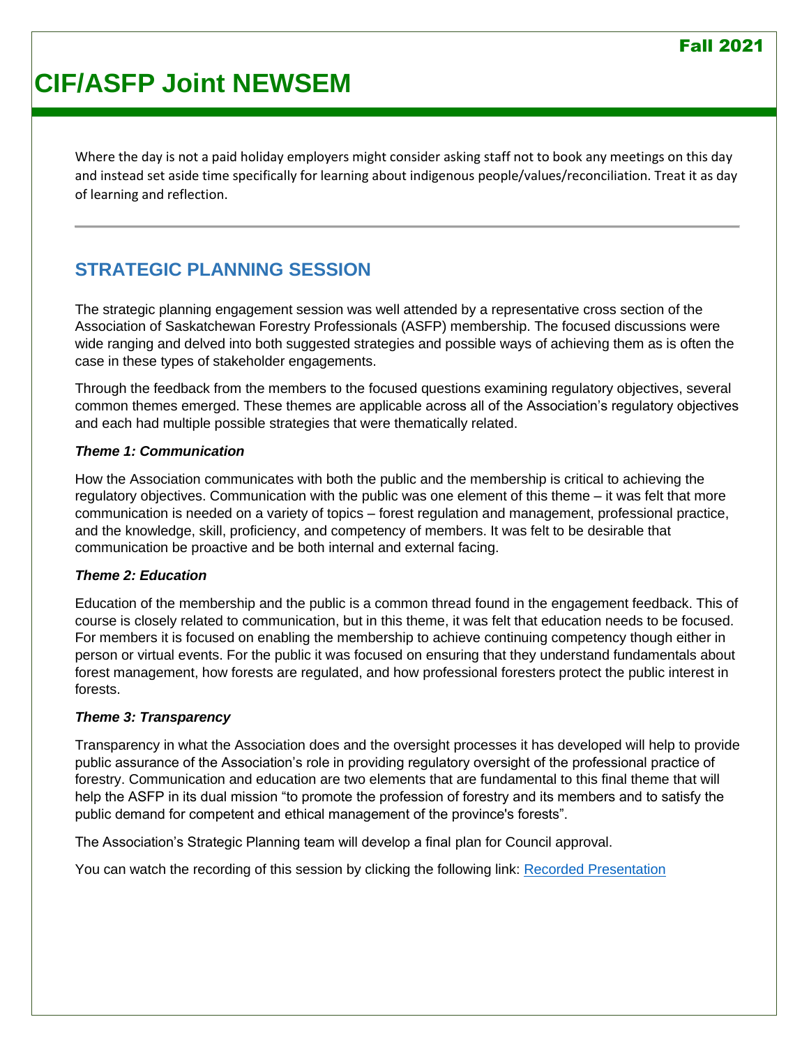Where the day is not a paid holiday employers might consider asking staff not to book any meetings on this day and instead set aside time specifically for learning about indigenous people/values/reconciliation. Treat it as day of learning and reflection.

---

## STRATEGIC PLANNING SESSION

The strategic planning engagement session was well attended by a representative cross section of the Association of Saskatchewan Forestry Professionals (ASFP) membership. The focused discussions were wide ranging and delved into both suggested strategies and possible ways of achieving them as is often the case in these types of stakeholder engagements.

Through the feedback from the members to the focused questions examining regulatory objectives, several common themes emerged. These themes are applicable across all of the Association's regulatory objectives and each had multiple possible strategies that were thematically related.

***Theme 1: Communication***

How the Association communicates with both the public and the membership is critical to achieving the regulatory objectives. Communication with the public was one element of this theme – it was felt that more communication is needed on a variety of topics – forest regulation and management, professional practice, and the knowledge, skill, proficiency, and competency of members. It was felt to be desirable that communication be proactive and be both internal and external facing.

***Theme 2: Education***

Education of the membership and the public is a common thread found in the engagement feedback. This of course is closely related to communication, but in this theme, it was felt that education needs to be focused. For members it is focused on enabling the membership to achieve continuing competency though either in person or virtual events. For the public it was focused on ensuring that they understand fundamentals about forest management, how forests are regulated, and how professional foresters protect the public interest in forests.

***Theme 3: Transparency***

Transparency in what the Association does and the oversight processes it has developed will help to provide public assurance of the Association's role in providing regulatory oversight of the professional practice of forestry. Communication and education are two elements that are fundamental to this final theme that will help the ASFP in its dual mission "to promote the profession of forestry and its members and to satisfy the public demand for competent and ethical management of the province's forests".

The Association's Strategic Planning team will develop a final plan for Council approval.

You can watch the recording of this session by clicking the following link: Recorded Presentation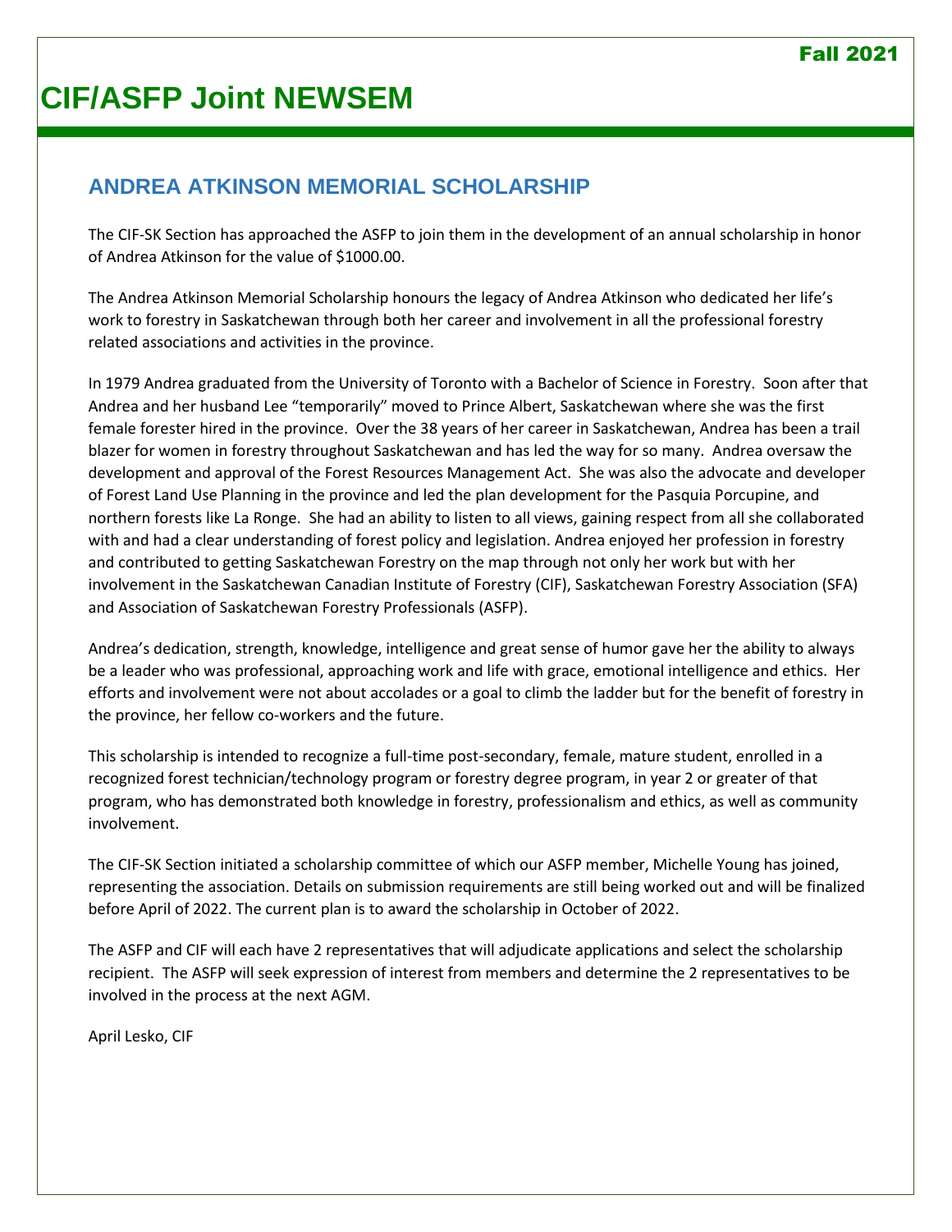## ANDREA ATKINSON MEMORIAL SCHOLARSHIP

The CIF-SK Section has approached the ASFP to join them in the development of an annual scholarship in honor of Andrea Atkinson for the value of $1000.00.

The Andrea Atkinson Memorial Scholarship honours the legacy of Andrea Atkinson who dedicated her life's work to forestry in Saskatchewan through both her career and involvement in all the professional forestry related associations and activities in the province.

In 1979 Andrea graduated from the University of Toronto with a Bachelor of Science in Forestry. Soon after that Andrea and her husband Lee "temporarily" moved to Prince Albert, Saskatchewan where she was the first female forester hired in the province. Over the 38 years of her career in Saskatchewan, Andrea has been a trail blazer for women in forestry throughout Saskatchewan and has led the way for so many. Andrea oversaw the development and approval of the Forest Resources Management Act. She was also the advocate and developer of Forest Land Use Planning in the province and led the plan development for the Pasquia Porcupine, and northern forests like La Ronge. She had an ability to listen to all views, gaining respect from all she collaborated with and had a clear understanding of forest policy and legislation. Andrea enjoyed her profession in forestry and contributed to getting Saskatchewan Forestry on the map through not only her work but with her involvement in the Saskatchewan Canadian Institute of Forestry (CIF), Saskatchewan Forestry Association (SFA) and Association of Saskatchewan Forestry Professionals (ASFP).

Andrea's dedication, strength, knowledge, intelligence and great sense of humor gave her the ability to always be a leader who was professional, approaching work and life with grace, emotional intelligence and ethics. Her efforts and involvement were not about accolades or a goal to climb the ladder but for the benefit of forestry in the province, her fellow co-workers and the future.

This scholarship is intended to recognize a full-time post-secondary, female, mature student, enrolled in a recognized forest technician/technology program or forestry degree program, in year 2 or greater of that program, who has demonstrated both knowledge in forestry, professionalism and ethics, as well as community involvement.

The CIF-SK Section initiated a scholarship committee of which our ASFP member, Michelle Young has joined, representing the association. Details on submission requirements are still being worked out and will be finalized before April of 2022. The current plan is to award the scholarship in October of 2022.

The ASFP and CIF will each have 2 representatives that will adjudicate applications and select the scholarship recipient. The ASFP will seek expression of interest from members and determine the 2 representatives to be involved in the process at the next AGM.

April Lesko, CIF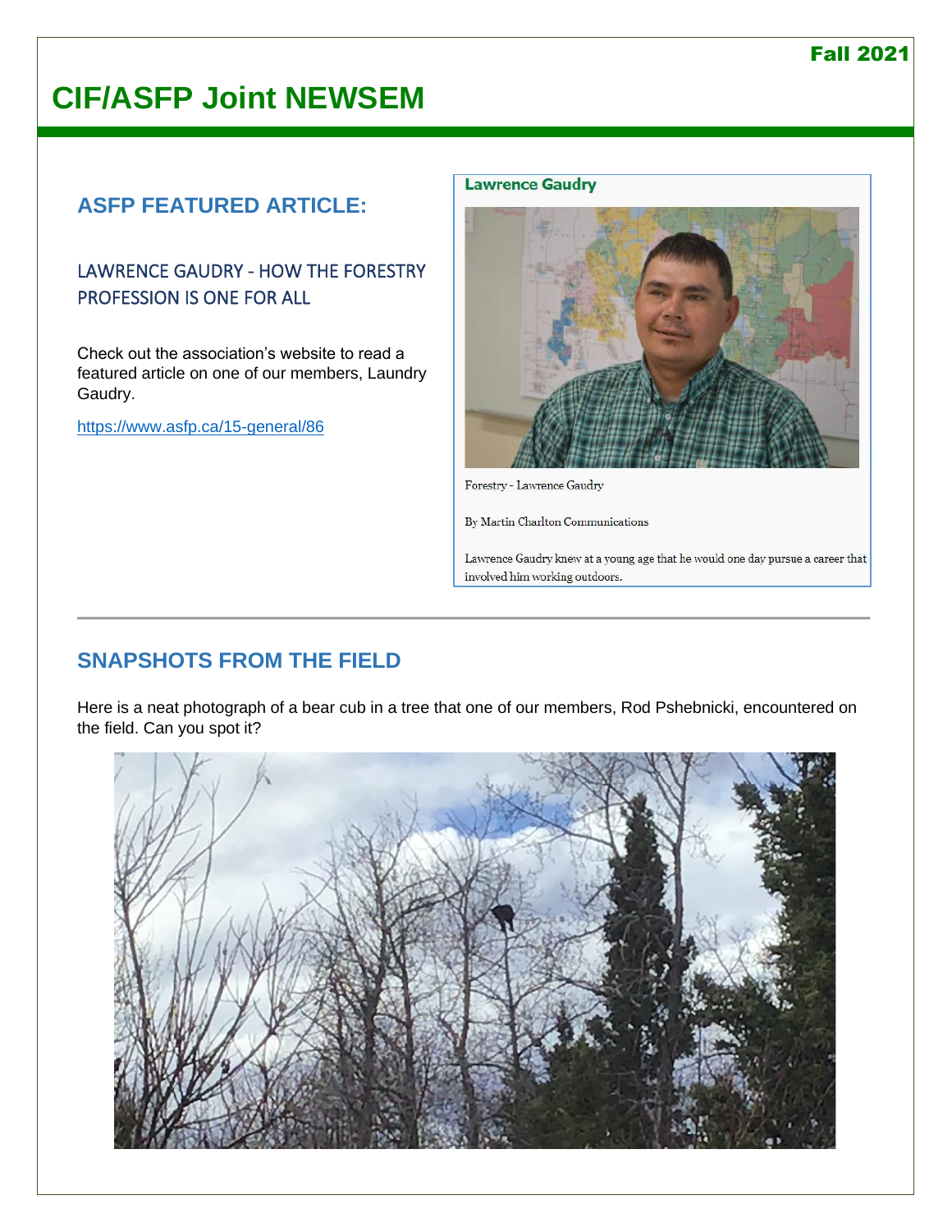# CIF/ASFP Joint NEWSEM

## ASFP FEATURED ARTICLE:

### LAWRENCE GAUDRY - HOW THE FORESTRY PROFESSION IS ONE FOR ALL

Check out the association's website to read a featured article on one of our members, Laundry Gaudry.

https://www.asfp.ca/15-general/86

**Lawrence Gaudry**

Forestry - Lawrence Gaudry

By Martin Charlton Communications

Lawrence Gaudry knew at a young age that he would one day pursue a career that involved him working outdoors.

---

## SNAPSHOTS FROM THE FIELD

Here is a neat photograph of a bear cub in a tree that one of our members, Rod Pshebnicki, encountered on the field. Can you spot it?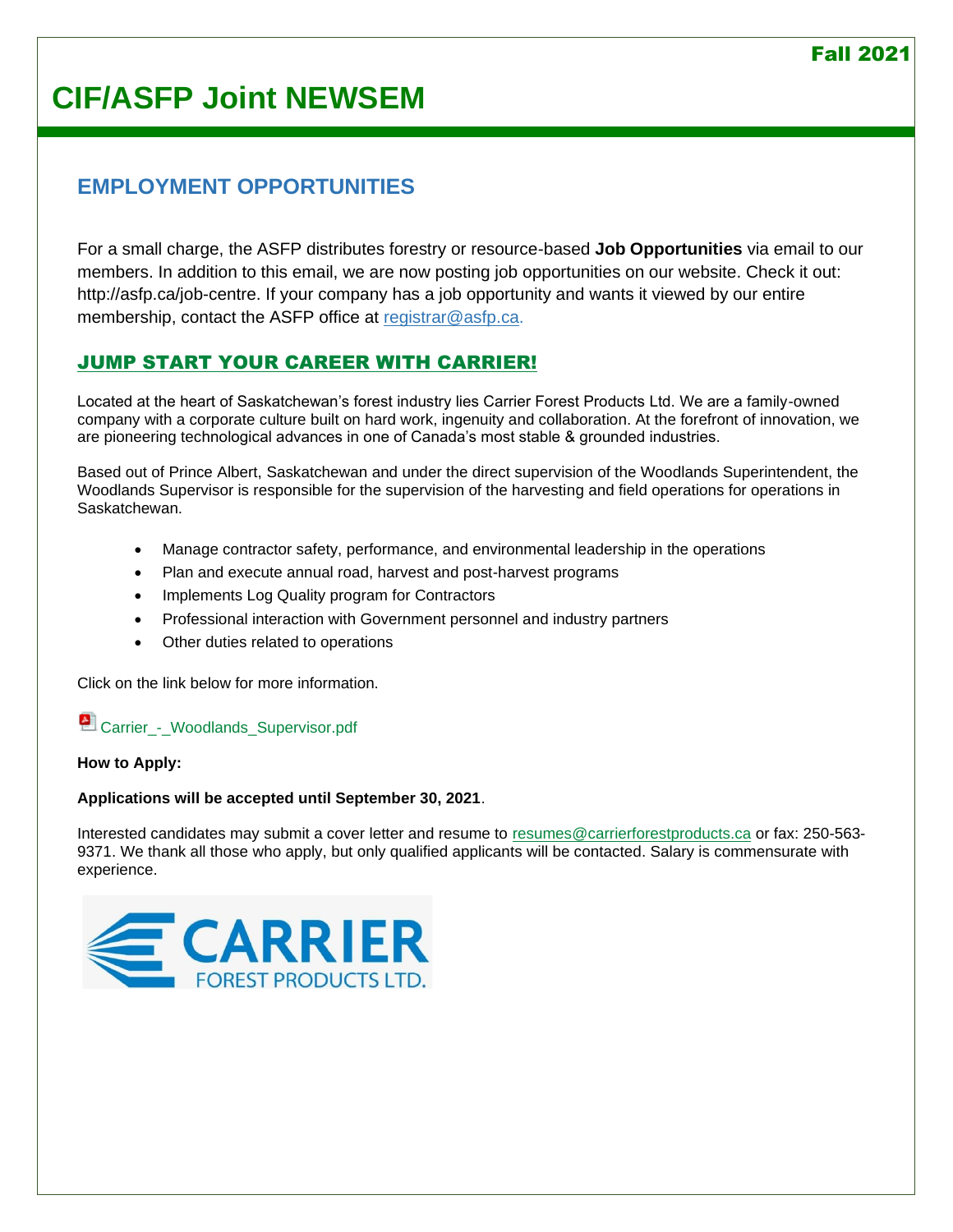# EMPLOYMENT OPPORTUNITIES

For a small charge, the ASFP distributes forestry or resource-based **Job Opportunities** via email to our members. In addition to this email, we are now posting job opportunities on our website. Check it out: http://asfp.ca/job-centre. If your company has a job opportunity and wants it viewed by our entire membership, contact the ASFP office at registrar@asfp.ca.

## JUMP START YOUR CAREER WITH CARRIER!

Located at the heart of Saskatchewan's forest industry lies Carrier Forest Products Ltd. We are a family-owned company with a corporate culture built on hard work, ingenuity and collaboration. At the forefront of innovation, we are pioneering technological advances in one of Canada's most stable & grounded industries.

Based out of Prince Albert, Saskatchewan and under the direct supervision of the Woodlands Superintendent, the Woodlands Supervisor is responsible for the supervision of the harvesting and field operations for operations in Saskatchewan.

- Manage contractor safety, performance, and environmental leadership in the operations
- Plan and execute annual road, harvest and post-harvest programs
- Implements Log Quality program for Contractors
- Professional interaction with Government personnel and industry partners
- Other duties related to operations

Click on the link below for more information.

Carrier_-_Woodlands_Supervisor.pdf

**How to Apply:**

**Applications will be accepted until September 30, 2021**.

Interested candidates may submit a cover letter and resume to resumes@carrierforestproducts.ca or fax: 250-563-9371. We thank all those who apply, but only qualified applicants will be contacted. Salary is commensurate with experience.

CARRIER FOREST PRODUCTS LTD.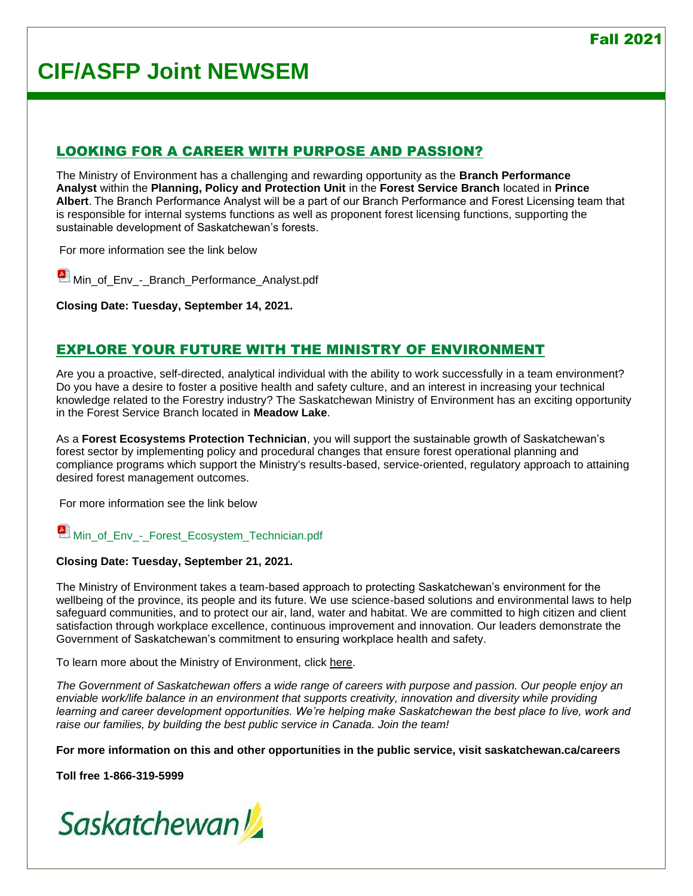# CIF/ASFP Joint NEWSEM

## LOOKING FOR A CAREER WITH PURPOSE AND PASSION?

The Ministry of Environment has a challenging and rewarding opportunity as the **Branch Performance Analyst** within the **Planning, Policy and Protection Unit** in the **Forest Service Branch** located in **Prince Albert**. The Branch Performance Analyst will be a part of our Branch Performance and Forest Licensing team that is responsible for internal systems functions as well as proponent forest licensing functions, supporting the sustainable development of Saskatchewan's forests.

For more information see the link below

Min_of_Env_-_Branch_Performance_Analyst.pdf

**Closing Date: Tuesday, September 14, 2021.**

## EXPLORE YOUR FUTURE WITH THE MINISTRY OF ENVIRONMENT

Are you a proactive, self-directed, analytical individual with the ability to work successfully in a team environment? Do you have a desire to foster a positive health and safety culture, and an interest in increasing your technical knowledge related to the Forestry industry? The Saskatchewan Ministry of Environment has an exciting opportunity in the Forest Service Branch located in **Meadow Lake**.

As a **Forest Ecosystems Protection Technician**, you will support the sustainable growth of Saskatchewan's forest sector by implementing policy and procedural changes that ensure forest operational planning and compliance programs which support the Ministry's results-based, service-oriented, regulatory approach to attaining desired forest management outcomes.

For more information see the link below

Min_of_Env_-_Forest_Ecosystem_Technician.pdf

**Closing Date: Tuesday, September 21, 2021.**

The Ministry of Environment takes a team-based approach to protecting Saskatchewan's environment for the wellbeing of the province, its people and its future. We use science-based solutions and environmental laws to help safeguard communities, and to protect our air, land, water and habitat. We are committed to high citizen and client satisfaction through workplace excellence, continuous improvement and innovation. Our leaders demonstrate the Government of Saskatchewan's commitment to ensuring workplace health and safety.

To learn more about the Ministry of Environment, click here.

*The Government of Saskatchewan offers a wide range of careers with purpose and passion. Our people enjoy an enviable work/life balance in an environment that supports creativity, innovation and diversity while providing learning and career development opportunities. We're helping make Saskatchewan the best place to live, work and raise our families, by building the best public service in Canada. Join the team!*

**For more information on this and other opportunities in the public service, visit saskatchewan.ca/careers**

**Toll free 1-866-319-5999**

Saskatchewan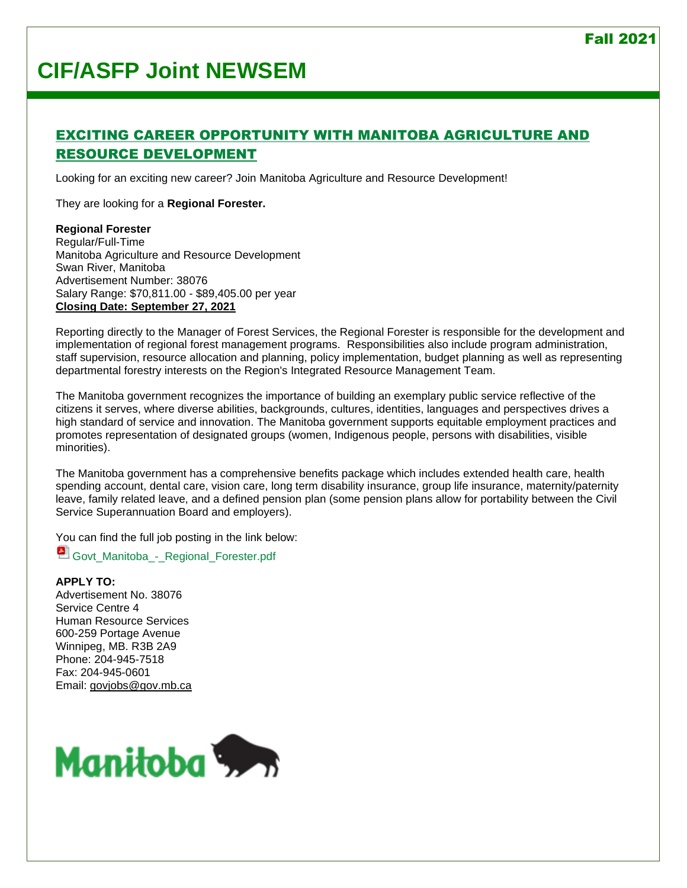## EXCITING CAREER OPPORTUNITY WITH MANITOBA AGRICULTURE AND RESOURCE DEVELOPMENT

Looking for an exciting new career? Join Manitoba Agriculture and Resource Development!

They are looking for a **Regional Forester.**

**Regional Forester**
Regular/Full-Time
Manitoba Agriculture and Resource Development
Swan River, Manitoba
Advertisement Number: 38076
Salary Range: $70,811.00 - $89,405.00 per year
**Closing Date: September 27, 2021**

Reporting directly to the Manager of Forest Services, the Regional Forester is responsible for the development and implementation of regional forest management programs. Responsibilities also include program administration, staff supervision, resource allocation and planning, policy implementation, budget planning as well as representing departmental forestry interests on the Region's Integrated Resource Management Team.

The Manitoba government recognizes the importance of building an exemplary public service reflective of the citizens it serves, where diverse abilities, backgrounds, cultures, identities, languages and perspectives drives a high standard of service and innovation. The Manitoba government supports equitable employment practices and promotes representation of designated groups (women, Indigenous people, persons with disabilities, visible minorities).

The Manitoba government has a comprehensive benefits package which includes extended health care, health spending account, dental care, vision care, long term disability insurance, group life insurance, maternity/paternity leave, family related leave, and a defined pension plan (some pension plans allow for portability between the Civil Service Superannuation Board and employers).

You can find the full job posting in the link below:

Govt_Manitoba_-_Regional_Forester.pdf

**APPLY TO:**
Advertisement No. 38076
Service Centre 4
Human Resource Services
600-259 Portage Avenue
Winnipeg, MB. R3B 2A9
Phone: 204-945-7518
Fax: 204-945-0601
Email: govjobs@gov.mb.ca

Manitoba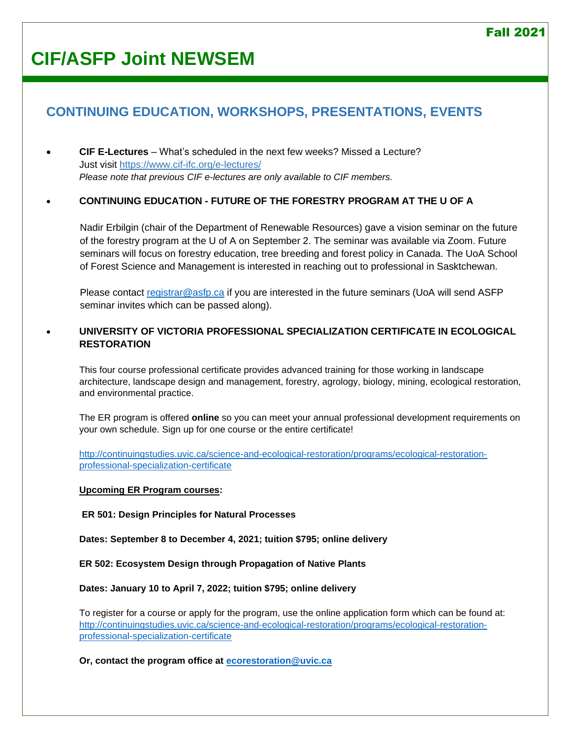# CIF/ASFP Joint NEWSEM

Fall 2021

## CONTINUING EDUCATION, WORKSHOPS, PRESENTATIONS, EVENTS

- **CIF E-Lectures** – What's scheduled in the next few weeks? Missed a Lecture?
  Just visit https://www.cif-ifc.org/e-lectures/
  *Please note that previous CIF e-lectures are only available to CIF members.*

- **CONTINUING EDUCATION - FUTURE OF THE FORESTRY PROGRAM AT THE U OF A**

  Nadir Erbilgin (chair of the Department of Renewable Resources) gave a vision seminar on the future of the forestry program at the U of A on September 2. The seminar was available via Zoom. Future seminars will focus on forestry education, tree breeding and forest policy in Canada. The UoA School of Forest Science and Management is interested in reaching out to professional in Sasktchewan.

  Please contact registrar@asfp.ca if you are interested in the future seminars (UoA will send ASFP seminar invites which can be passed along).

- **UNIVERSITY OF VICTORIA PROFESSIONAL SPECIALIZATION CERTIFICATE IN ECOLOGICAL RESTORATION**

  This four course professional certificate provides advanced training for those working in landscape architecture, landscape design and management, forestry, agrology, biology, mining, ecological restoration, and environmental practice.

  The ER program is offered **online** so you can meet your annual professional development requirements on your own schedule. Sign up for one course or the entire certificate!

  http://continuingstudies.uvic.ca/science-and-ecological-restoration/programs/ecological-restoration-professional-specialization-certificate

  **Upcoming ER Program courses:**

  **ER 501: Design Principles for Natural Processes**

  **Dates: September 8 to December 4, 2021; tuition $795; online delivery**

  **ER 502: Ecosystem Design through Propagation of Native Plants**

  **Dates: January 10 to April 7, 2022; tuition $795; online delivery**

  To register for a course or apply for the program, use the online application form which can be found at: http://continuingstudies.uvic.ca/science-and-ecological-restoration/programs/ecological-restoration-professional-specialization-certificate

  **Or, contact the program office at ecorestoration@uvic.ca**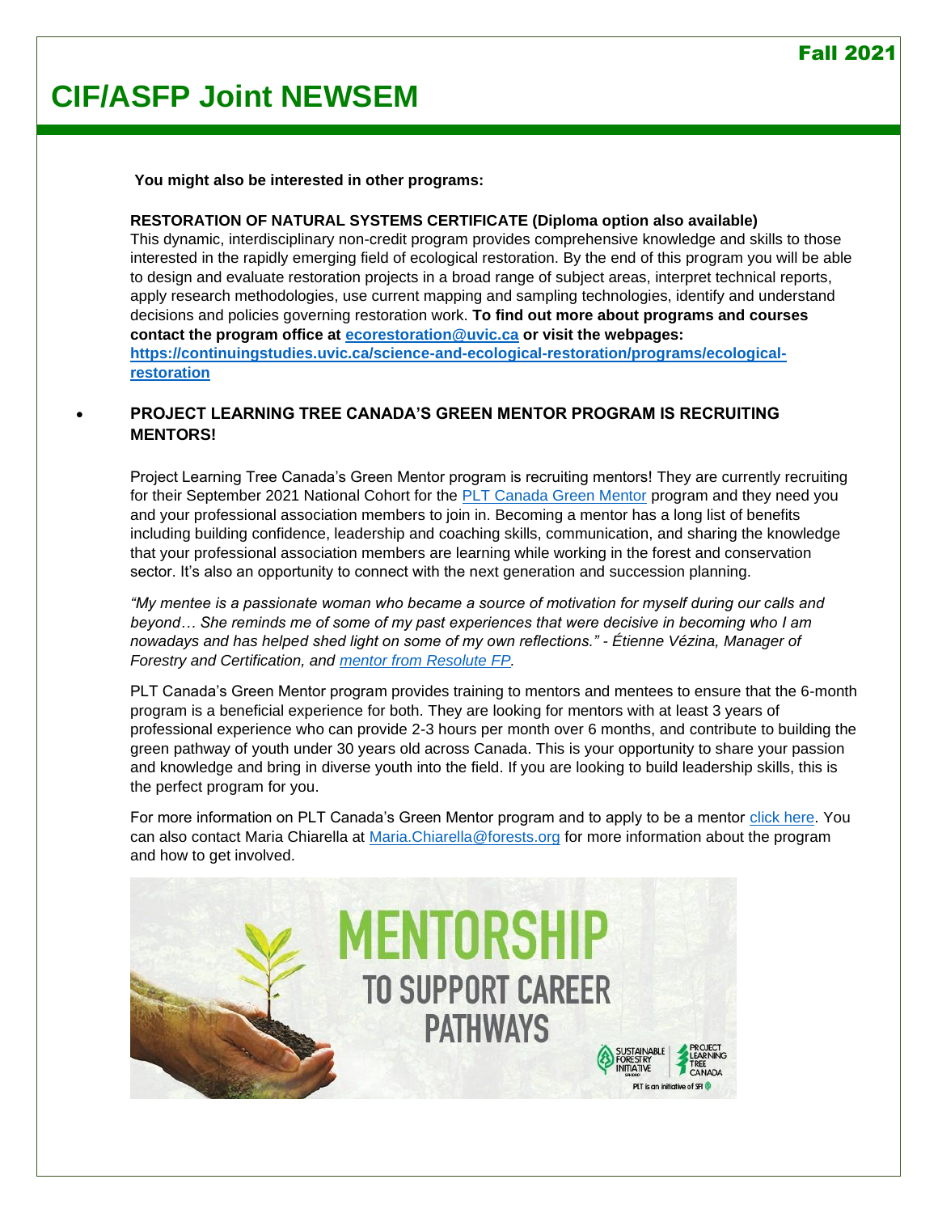**You might also be interested in other programs:**

**RESTORATION OF NATURAL SYSTEMS CERTIFICATE (Diploma option also available)**
This dynamic, interdisciplinary non-credit program provides comprehensive knowledge and skills to those interested in the rapidly emerging field of ecological restoration. By the end of this program you will be able to design and evaluate restoration projects in a broad range of subject areas, interpret technical reports, apply research methodologies, use current mapping and sampling technologies, identify and understand decisions and policies governing restoration work. **To find out more about programs and courses contact the program office at [ecorestoration@uvic.ca](mailto:ecorestoration@uvic.ca) or visit the webpages: [https://continuingstudies.uvic.ca/science-and-ecological-restoration/programs/ecological-restoration](https://continuingstudies.uvic.ca/science-and-ecological-restoration/programs/ecological-restoration)**

- **PROJECT LEARNING TREE CANADA'S GREEN MENTOR PROGRAM IS RECRUITING MENTORS!**

Project Learning Tree Canada's Green Mentor program is recruiting mentors! They are currently recruiting for their September 2021 National Cohort for the PLT Canada Green Mentor program and they need you and your professional association members to join in. Becoming a mentor has a long list of benefits including building confidence, leadership and coaching skills, communication, and sharing the knowledge that your professional association members are learning while working in the forest and conservation sector. It's also an opportunity to connect with the next generation and succession planning.

*"My mentee is a passionate woman who became a source of motivation for myself during our calls and beyond… She reminds me of some of my past experiences that were decisive in becoming who I am nowadays and has helped shed light on some of my own reflections." - Étienne Vézina, Manager of Forestry and Certification, and mentor from Resolute FP.*

PLT Canada's Green Mentor program provides training to mentors and mentees to ensure that the 6-month program is a beneficial experience for both. They are looking for mentors with at least 3 years of professional experience who can provide 2-3 hours per month over 6 months, and contribute to building the green pathway of youth under 30 years old across Canada. This is your opportunity to share your passion and knowledge and bring in diverse youth into the field. If you are looking to build leadership skills, this is the perfect program for you.

For more information on PLT Canada's Green Mentor program and to apply to be a mentor click here. You can also contact Maria Chiarella at [Maria.Chiarella@forests.org](mailto:Maria.Chiarella@forests.org) for more information about the program and how to get involved.

MENTORSHIP TO SUPPORT CAREER PATHWAYS

SUSTAINABLE FORESTRY INITIATIVE | PROJECT LEARNING TREE CANADA

PLT is an initiative of SFI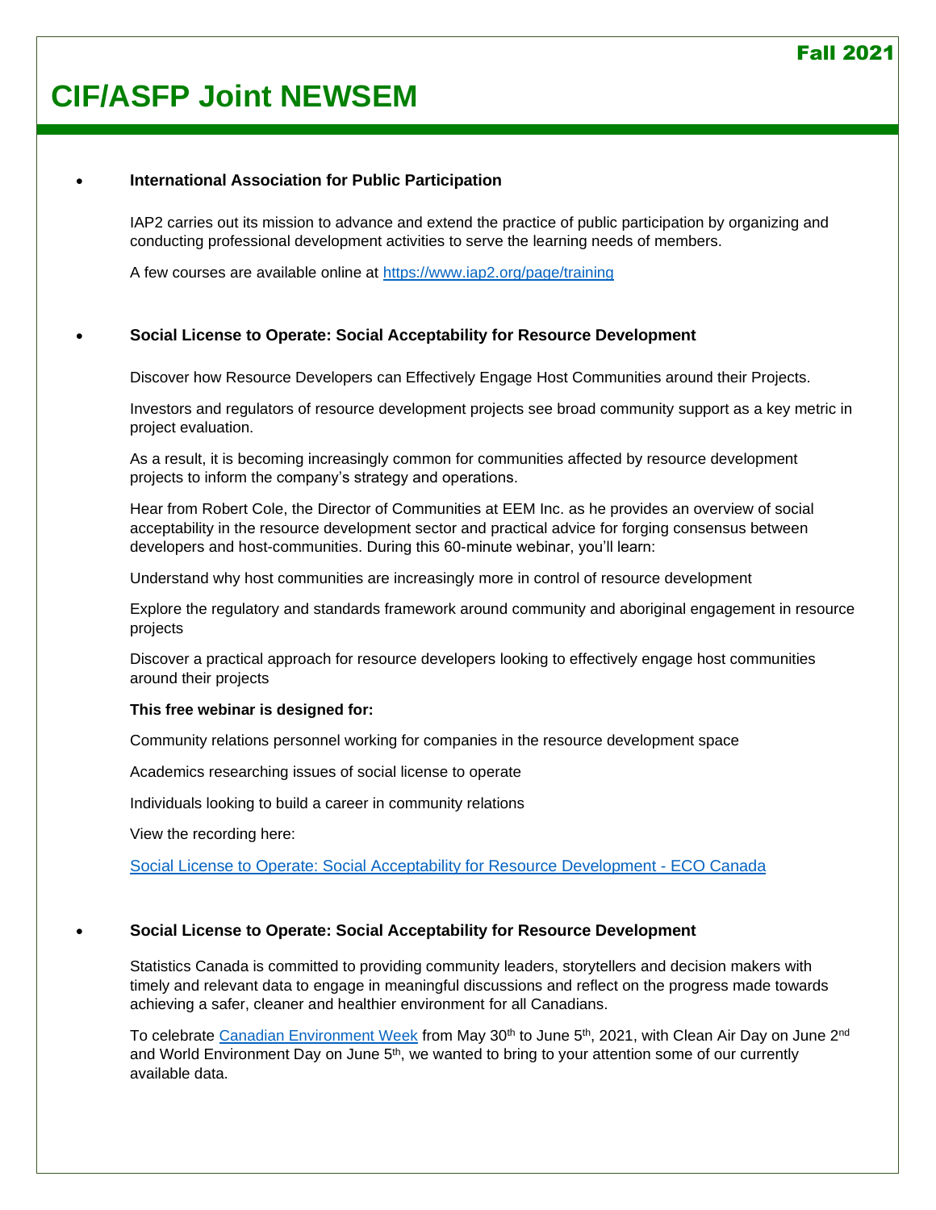- **International Association for Public Participation**

  IAP2 carries out its mission to advance and extend the practice of public participation by organizing and conducting professional development activities to serve the learning needs of members.

  A few courses are available online at [https://www.iap2.org/page/training](https://www.iap2.org/page/training)

- **Social License to Operate: Social Acceptability for Resource Development**

  Discover how Resource Developers can Effectively Engage Host Communities around their Projects.

  Investors and regulators of resource development projects see broad community support as a key metric in project evaluation.

  As a result, it is becoming increasingly common for communities affected by resource development projects to inform the company's strategy and operations.

  Hear from Robert Cole, the Director of Communities at EEM Inc. as he provides an overview of social acceptability in the resource development sector and practical advice for forging consensus between developers and host-communities. During this 60-minute webinar, you'll learn:

  Understand why host communities are increasingly more in control of resource development

  Explore the regulatory and standards framework around community and aboriginal engagement in resource projects

  Discover a practical approach for resource developers looking to effectively engage host communities around their projects

  **This free webinar is designed for:**

  Community relations personnel working for companies in the resource development space

  Academics researching issues of social license to operate

  Individuals looking to build a career in community relations

  View the recording here:

  [Social License to Operate: Social Acceptability for Resource Development - ECO Canada]()

- **Social License to Operate: Social Acceptability for Resource Development**

  Statistics Canada is committed to providing community leaders, storytellers and decision makers with timely and relevant data to engage in meaningful discussions and reflect on the progress made towards achieving a safer, cleaner and healthier environment for all Canadians.

  To celebrate [Canadian Environment Week]() from May 30th to June 5th, 2021, with Clean Air Day on June 2nd and World Environment Day on June 5th, we wanted to bring to your attention some of our currently available data.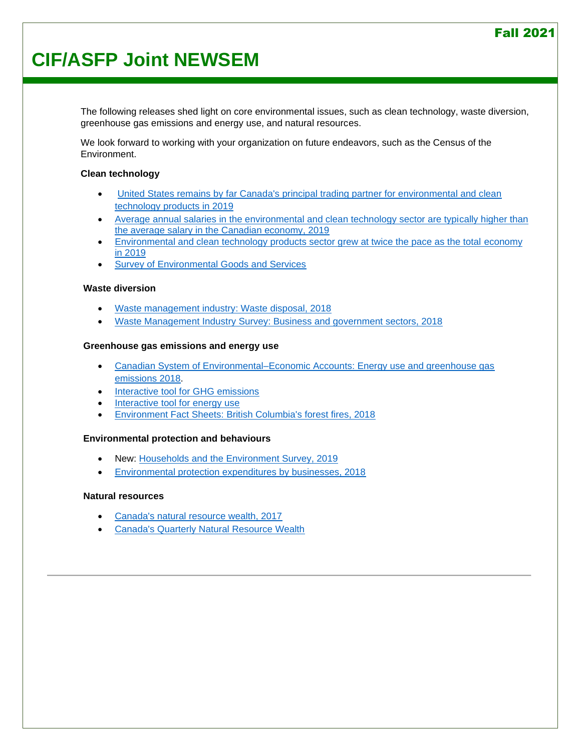Fall 2021

# CIF/ASFP Joint NEWSEM

The following releases shed light on core environmental issues, such as clean technology, waste diversion, greenhouse gas emissions and energy use, and natural resources.

We look forward to working with your organization on future endeavors, such as the Census of the Environment.

**Clean technology**

- United States remains by far Canada's principal trading partner for environmental and clean technology products in 2019
- Average annual salaries in the environmental and clean technology sector are typically higher than the average salary in the Canadian economy, 2019
- Environmental and clean technology products sector grew at twice the pace as the total economy in 2019
- Survey of Environmental Goods and Services

**Waste diversion**

- Waste management industry: Waste disposal, 2018
- Waste Management Industry Survey: Business and government sectors, 2018

**Greenhouse gas emissions and energy use**

- Canadian System of Environmental–Economic Accounts: Energy use and greenhouse gas emissions 2018.
- Interactive tool for GHG emissions
- Interactive tool for energy use
- Environment Fact Sheets: British Columbia's forest fires, 2018

**Environmental protection and behaviours**

- New: Households and the Environment Survey, 2019
- Environmental protection expenditures by businesses, 2018

**Natural resources**

- Canada's natural resource wealth, 2017
- Canada's Quarterly Natural Resource Wealth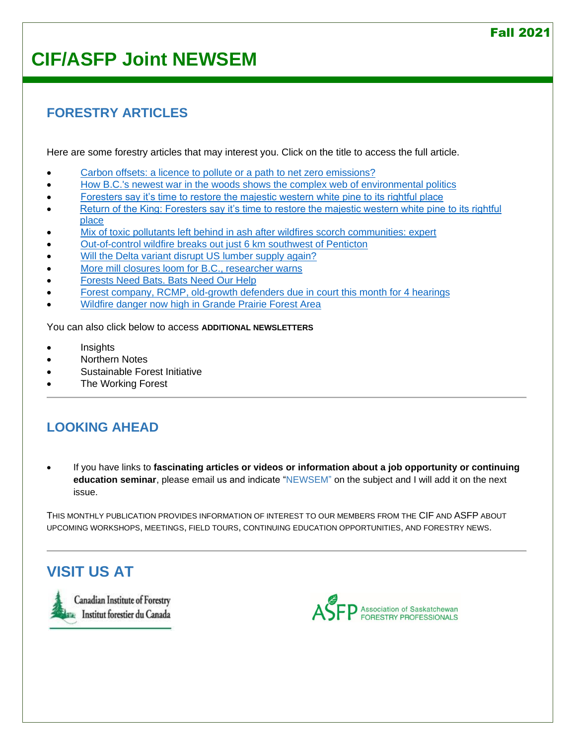Fall 2021

# CIF/ASFP Joint NEWSEM

## FORESTRY ARTICLES

Here are some forestry articles that may interest you. Click on the title to access the full article.

- Carbon offsets: a licence to pollute or a path to net zero emissions?
- How B.C.'s newest war in the woods shows the complex web of environmental politics
- Foresters say it's time to restore the majestic western white pine to its rightful place
- Return of the King: Foresters say it's time to restore the majestic western white pine to its rightful place
- Mix of toxic pollutants left behind in ash after wildfires scorch communities: expert
- Out-of-control wildfire breaks out just 6 km southwest of Penticton
- Will the Delta variant disrupt US lumber supply again?
- More mill closures loom for B.C., researcher warns
- Forests Need Bats. Bats Need Our Help
- Forest company, RCMP, old-growth defenders due in court this month for 4 hearings
- Wildfire danger now high in Grande Prairie Forest Area

You can also click below to access **ADDITIONAL NEWSLETTERS**

- Insights
- Northern Notes
- Sustainable Forest Initiative
- The Working Forest

---

## LOOKING AHEAD

- If you have links to **fascinating articles or videos or information about a job opportunity or continuing education seminar**, please email us and indicate "NEWSEM" on the subject and I will add it on the next issue.

THIS MONTHLY PUBLICATION PROVIDES INFORMATION OF INTEREST TO OUR MEMBERS FROM THE CIF AND ASFP ABOUT UPCOMING WORKSHOPS, MEETINGS, FIELD TOURS, CONTINUING EDUCATION OPPORTUNITIES, AND FORESTRY NEWS.

---

## VISIT US AT

Canadian Institute of Forestry
Institut forestier du Canada

ASFP Association of Saskatchewan FORESTRY PROFESSIONALS